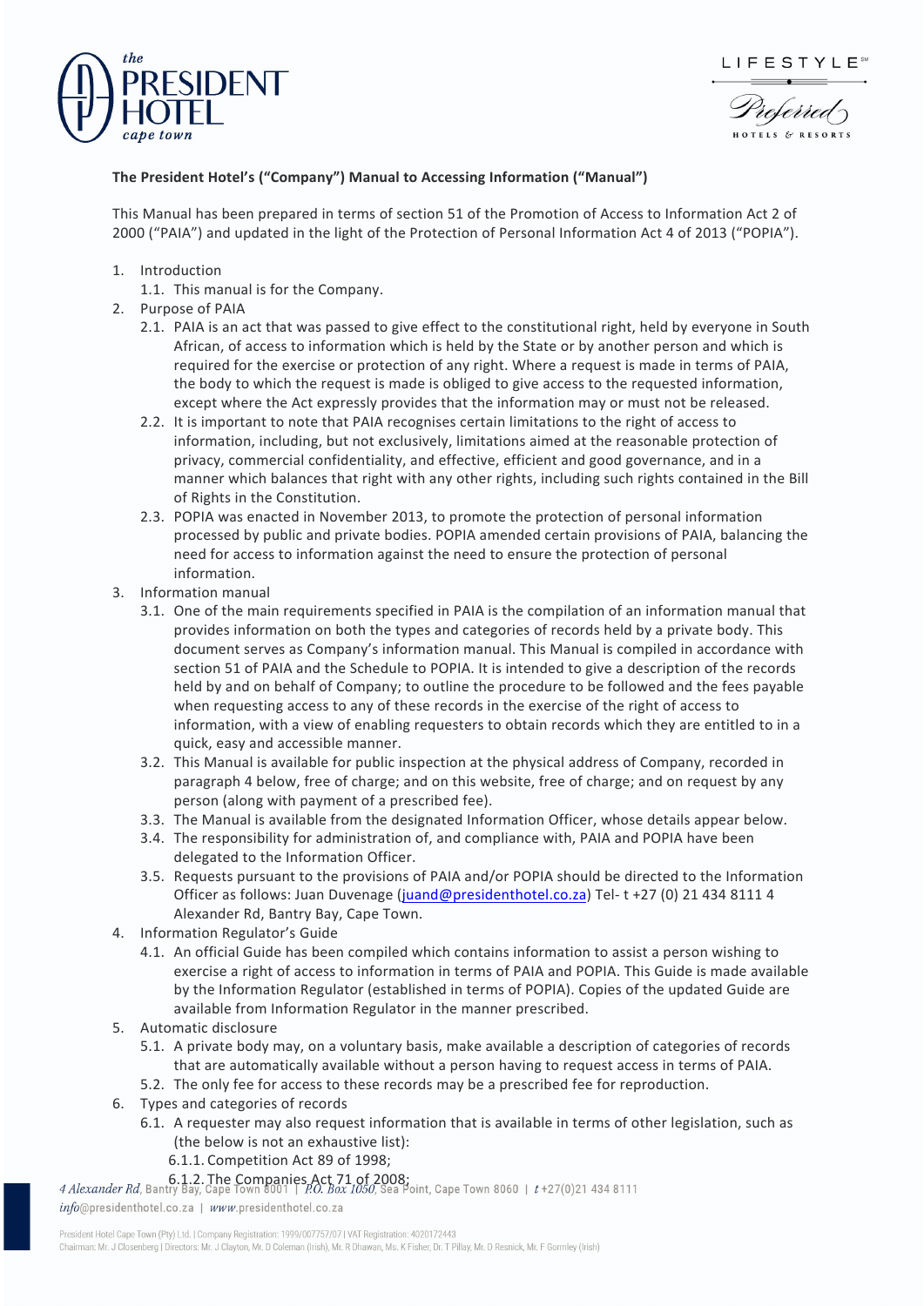**The President Hotel's ("Company") Manual to Accessing Information ("Manual")**

This Manual has been prepared in terms of section 51 of the Promotion of Access to Information Act 2 of 2000 ("PAIA") and updated in the light of the Protection of Personal Information Act 4 of 2013 ("POPIA").

1. Introduction
   1.1. This manual is for the Company.
2. Purpose of PAIA
   2.1. PAIA is an act that was passed to give effect to the constitutional right, held by everyone in South African, of access to information which is held by the State or by another person and which is required for the exercise or protection of any right. Where a request is made in terms of PAIA, the body to which the request is made is obliged to give access to the requested information, except where the Act expressly provides that the information may or must not be released.
   2.2. It is important to note that PAIA recognises certain limitations to the right of access to information, including, but not exclusively, limitations aimed at the reasonable protection of privacy, commercial confidentiality, and effective, efficient and good governance, and in a manner which balances that right with any other rights, including such rights contained in the Bill of Rights in the Constitution.
   2.3. POPIA was enacted in November 2013, to promote the protection of personal information processed by public and private bodies. POPIA amended certain provisions of PAIA, balancing the need for access to information against the need to ensure the protection of personal information.
3. Information manual
   3.1. One of the main requirements specified in PAIA is the compilation of an information manual that provides information on both the types and categories of records held by a private body. This document serves as Company's information manual. This Manual is compiled in accordance with section 51 of PAIA and the Schedule to POPIA. It is intended to give a description of the records held by and on behalf of Company; to outline the procedure to be followed and the fees payable when requesting access to any of these records in the exercise of the right of access to information, with a view of enabling requesters to obtain records which they are entitled to in a quick, easy and accessible manner.
   3.2. This Manual is available for public inspection at the physical address of Company, recorded in paragraph 4 below, free of charge; and on this website, free of charge; and on request by any person (along with payment of a prescribed fee).
   3.3. The Manual is available from the designated Information Officer, whose details appear below.
   3.4. The responsibility for administration of, and compliance with, PAIA and POPIA have been delegated to the Information Officer.
   3.5. Requests pursuant to the provisions of PAIA and/or POPIA should be directed to the Information Officer as follows: Juan Duvenage (juand@presidenthotel.co.za) Tel- t +27 (0) 21 434 8111 4 Alexander Rd, Bantry Bay, Cape Town.
4. Information Regulator's Guide
   4.1. An official Guide has been compiled which contains information to assist a person wishing to exercise a right of access to information in terms of PAIA and POPIA. This Guide is made available by the Information Regulator (established in terms of POPIA). Copies of the updated Guide are available from Information Regulator in the manner prescribed.
5. Automatic disclosure
   5.1. A private body may, on a voluntary basis, make available a description of categories of records that are automatically available without a person having to request access in terms of PAIA.
   5.2. The only fee for access to these records may be a prescribed fee for reproduction.
6. Types and categories of records
   6.1. A requester may also request information that is available in terms of other legislation, such as (the below is not an exhaustive list):
      6.1.1. Competition Act 89 of 1998;
      6.1.2. The Companies Act 71 of 2008;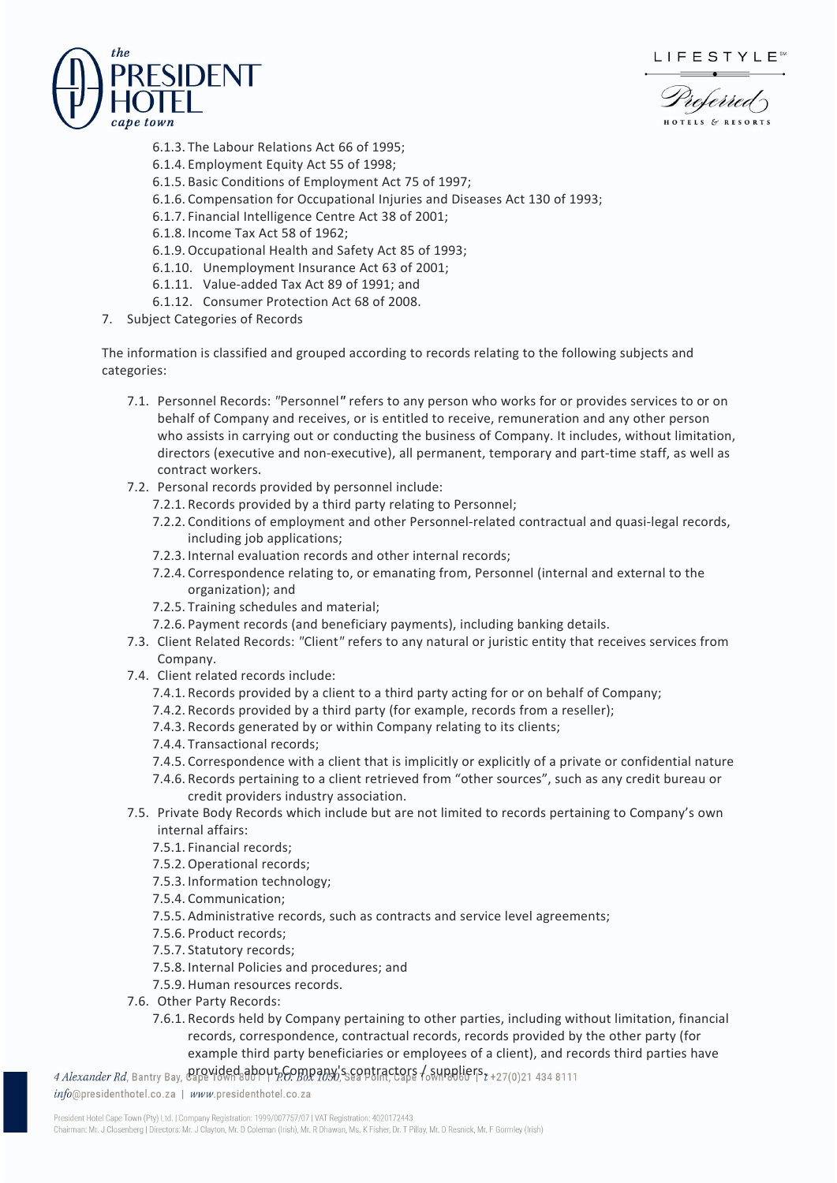6.1.3. The Labour Relations Act 66 of 1995;
6.1.4. Employment Equity Act 55 of 1998;
6.1.5. Basic Conditions of Employment Act 75 of 1997;
6.1.6. Compensation for Occupational Injuries and Diseases Act 130 of 1993;
6.1.7. Financial Intelligence Centre Act 38 of 2001;
6.1.8. Income Tax Act 58 of 1962;
6.1.9. Occupational Health and Safety Act 85 of 1993;
6.1.10. Unemployment Insurance Act 63 of 2001;
6.1.11. Value-added Tax Act 89 of 1991; and
6.1.12. Consumer Protection Act 68 of 2008.

7. Subject Categories of Records

The information is classified and grouped according to records relating to the following subjects and categories:

7.1. Personnel Records: "Personnel" refers to any person who works for or provides services to or on behalf of Company and receives, or is entitled to receive, remuneration and any other person who assists in carrying out or conducting the business of Company. It includes, without limitation, directors (executive and non-executive), all permanent, temporary and part-time staff, as well as contract workers.

7.2. Personal records provided by personnel include:
7.2.1. Records provided by a third party relating to Personnel;
7.2.2. Conditions of employment and other Personnel-related contractual and quasi-legal records, including job applications;
7.2.3. Internal evaluation records and other internal records;
7.2.4. Correspondence relating to, or emanating from, Personnel (internal and external to the organization); and
7.2.5. Training schedules and material;
7.2.6. Payment records (and beneficiary payments), including banking details.

7.3. Client Related Records: "Client" refers to any natural or juristic entity that receives services from Company.

7.4. Client related records include:
7.4.1. Records provided by a client to a third party acting for or on behalf of Company;
7.4.2. Records provided by a third party (for example, records from a reseller);
7.4.3. Records generated by or within Company relating to its clients;
7.4.4. Transactional records;
7.4.5. Correspondence with a client that is implicitly or explicitly of a private or confidential nature
7.4.6. Records pertaining to a client retrieved from "other sources", such as any credit bureau or credit providers industry association.

7.5. Private Body Records which include but are not limited to records pertaining to Company's own internal affairs:
7.5.1. Financial records;
7.5.2. Operational records;
7.5.3. Information technology;
7.5.4. Communication;
7.5.5. Administrative records, such as contracts and service level agreements;
7.5.6. Product records;
7.5.7. Statutory records;
7.5.8. Internal Policies and procedures; and
7.5.9. Human resources records.

7.6. Other Party Records:
7.6.1. Records held by Company pertaining to other parties, including without limitation, financial records, correspondence, contractual records, records provided by the other party (for example third party beneficiaries or employees of a client), and records third parties have provided about Company's contractors / suppliers.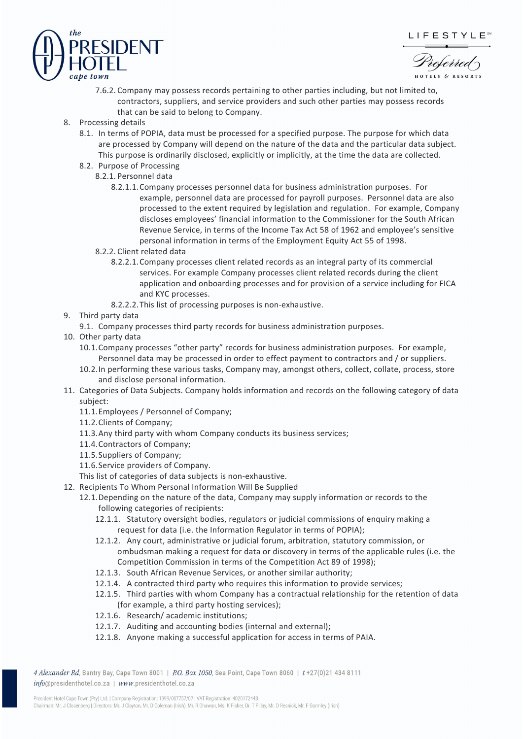7.6.2. Company may possess records pertaining to other parties including, but not limited to, contractors, suppliers, and service providers and such other parties may possess records that can be said to belong to Company.

8. Processing details
   - 8.1. In terms of POPIA, data must be processed for a specified purpose. The purpose for which data are processed by Company will depend on the nature of the data and the particular data subject. This purpose is ordinarily disclosed, explicitly or implicitly, at the time the data are collected.
   - 8.2. Purpose of Processing
     - 8.2.1. Personnel data
       - 8.2.1.1. Company processes personnel data for business administration purposes. For example, personnel data are processed for payroll purposes. Personnel data are also processed to the extent required by legislation and regulation. For example, Company discloses employees' financial information to the Commissioner for the South African Revenue Service, in terms of the Income Tax Act 58 of 1962 and employee's sensitive personal information in terms of the Employment Equity Act 55 of 1998.
     - 8.2.2. Client related data
       - 8.2.2.1. Company processes client related records as an integral party of its commercial services. For example Company processes client related records during the client application and onboarding processes and for provision of a service including for FICA and KYC processes.
       - 8.2.2.2. This list of processing purposes is non-exhaustive.

9. Third party data
   - 9.1. Company processes third party records for business administration purposes.

10. Other party data
    - 10.1. Company processes "other party" records for business administration purposes. For example, Personnel data may be processed in order to effect payment to contractors and / or suppliers.
    - 10.2. In performing these various tasks, Company may, amongst others, collect, collate, process, store and disclose personal information.

11. Categories of Data Subjects. Company holds information and records on the following category of data subject:
    - 11.1. Employees / Personnel of Company;
    - 11.2. Clients of Company;
    - 11.3. Any third party with whom Company conducts its business services;
    - 11.4. Contractors of Company;
    - 11.5. Suppliers of Company;
    - 11.6. Service providers of Company.

    This list of categories of data subjects is non-exhaustive.

12. Recipients To Whom Personal Information Will Be Supplied
    - 12.1. Depending on the nature of the data, Company may supply information or records to the following categories of recipients:
      - 12.1.1. Statutory oversight bodies, regulators or judicial commissions of enquiry making a request for data (i.e. the Information Regulator in terms of POPIA);
      - 12.1.2. Any court, administrative or judicial forum, arbitration, statutory commission, or ombudsman making a request for data or discovery in terms of the applicable rules (i.e. the Competition Commission in terms of the Competition Act 89 of 1998);
      - 12.1.3. South African Revenue Services, or another similar authority;
      - 12.1.4. A contracted third party who requires this information to provide services;
      - 12.1.5. Third parties with whom Company has a contractual relationship for the retention of data (for example, a third party hosting services);
      - 12.1.6. Research/ academic institutions;
      - 12.1.7. Auditing and accounting bodies (internal and external);
      - 12.1.8. Anyone making a successful application for access in terms of PAIA.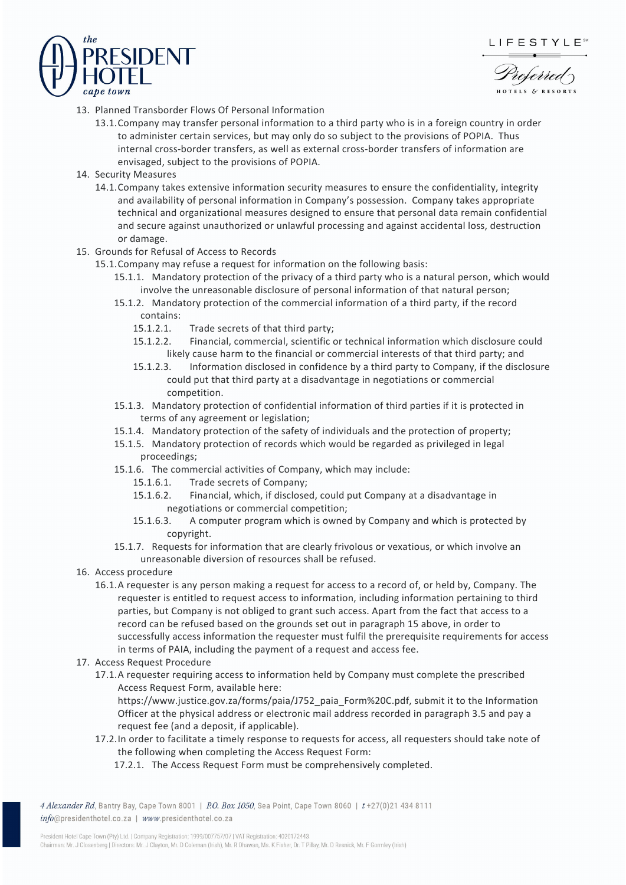13. Planned Transborder Flows Of Personal Information
    13.1. Company may transfer personal information to a third party who is in a foreign country in order to administer certain services, but may only do so subject to the provisions of POPIA. Thus internal cross-border transfers, as well as external cross-border transfers of information are envisaged, subject to the provisions of POPIA.
14. Security Measures
    14.1. Company takes extensive information security measures to ensure the confidentiality, integrity and availability of personal information in Company's possession. Company takes appropriate technical and organizational measures designed to ensure that personal data remain confidential and secure against unauthorized or unlawful processing and against accidental loss, destruction or damage.
15. Grounds for Refusal of Access to Records
    15.1. Company may refuse a request for information on the following basis:
        15.1.1. Mandatory protection of the privacy of a third party who is a natural person, which would involve the unreasonable disclosure of personal information of that natural person;
        15.1.2. Mandatory protection of the commercial information of a third party, if the record contains:
            15.1.2.1. Trade secrets of that third party;
            15.1.2.2. Financial, commercial, scientific or technical information which disclosure could likely cause harm to the financial or commercial interests of that third party; and
            15.1.2.3. Information disclosed in confidence by a third party to Company, if the disclosure could put that third party at a disadvantage in negotiations or commercial competition.
        15.1.3. Mandatory protection of confidential information of third parties if it is protected in terms of any agreement or legislation;
        15.1.4. Mandatory protection of the safety of individuals and the protection of property;
        15.1.5. Mandatory protection of records which would be regarded as privileged in legal proceedings;
        15.1.6. The commercial activities of Company, which may include:
            15.1.6.1. Trade secrets of Company;
            15.1.6.2. Financial, which, if disclosed, could put Company at a disadvantage in negotiations or commercial competition;
            15.1.6.3. A computer program which is owned by Company and which is protected by copyright.
        15.1.7. Requests for information that are clearly frivolous or vexatious, or which involve an unreasonable diversion of resources shall be refused.
16. Access procedure
    16.1. A requester is any person making a request for access to a record of, or held by, Company. The requester is entitled to request access to information, including information pertaining to third parties, but Company is not obliged to grant such access. Apart from the fact that access to a record can be refused based on the grounds set out in paragraph 15 above, in order to successfully access information the requester must fulfil the prerequisite requirements for access in terms of PAIA, including the payment of a request and access fee.
17. Access Request Procedure
    17.1. A requester requiring access to information held by Company must complete the prescribed Access Request Form, available here: https://www.justice.gov.za/forms/paia/J752_paia_Form%20C.pdf, submit it to the Information Officer at the physical address or electronic mail address recorded in paragraph 3.5 and pay a request fee (and a deposit, if applicable).
    17.2. In order to facilitate a timely response to requests for access, all requesters should take note of the following when completing the Access Request Form:
        17.2.1. The Access Request Form must be comprehensively completed.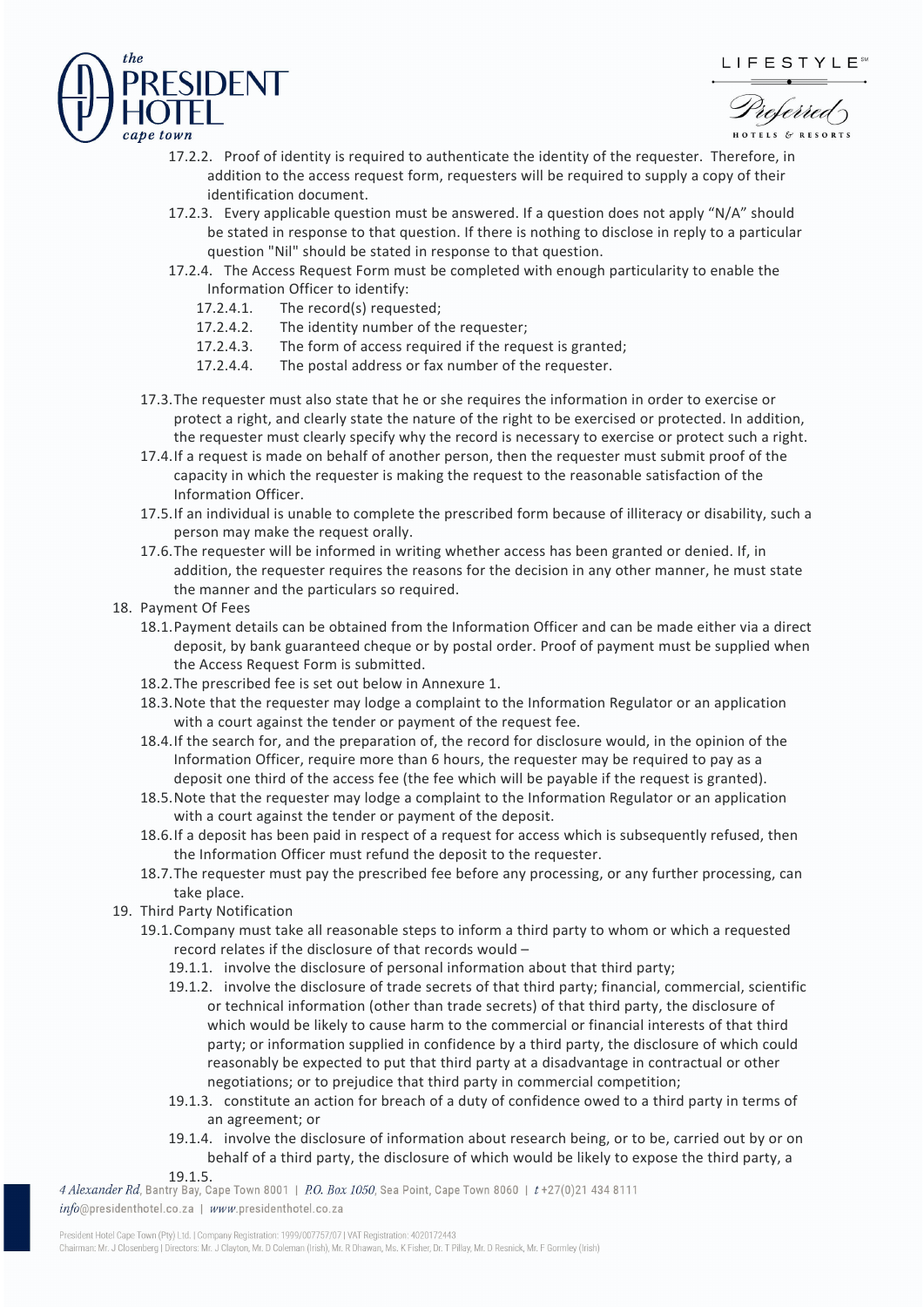17.2.2. Proof of identity is required to authenticate the identity of the requester. Therefore, in addition to the access request form, requesters will be required to supply a copy of their identification document.

17.2.3. Every applicable question must be answered. If a question does not apply "N/A" should be stated in response to that question. If there is nothing to disclose in reply to a particular question "Nil" should be stated in response to that question.

17.2.4. The Access Request Form must be completed with enough particularity to enable the Information Officer to identify:

- 17.2.4.1. The record(s) requested;
- 17.2.4.2. The identity number of the requester;
- 17.2.4.3. The form of access required if the request is granted;
- 17.2.4.4. The postal address or fax number of the requester.

17.3. The requester must also state that he or she requires the information in order to exercise or protect a right, and clearly state the nature of the right to be exercised or protected. In addition, the requester must clearly specify why the record is necessary to exercise or protect such a right.

17.4. If a request is made on behalf of another person, then the requester must submit proof of the capacity in which the requester is making the request to the reasonable satisfaction of the Information Officer.

17.5. If an individual is unable to complete the prescribed form because of illiteracy or disability, such a person may make the request orally.

17.6. The requester will be informed in writing whether access has been granted or denied. If, in addition, the requester requires the reasons for the decision in any other manner, he must state the manner and the particulars so required.

## 18. Payment Of Fees

18.1. Payment details can be obtained from the Information Officer and can be made either via a direct deposit, by bank guaranteed cheque or by postal order. Proof of payment must be supplied when the Access Request Form is submitted.

18.2. The prescribed fee is set out below in Annexure 1.

18.3. Note that the requester may lodge a complaint to the Information Regulator or an application with a court against the tender or payment of the request fee.

18.4. If the search for, and the preparation of, the record for disclosure would, in the opinion of the Information Officer, require more than 6 hours, the requester may be required to pay as a deposit one third of the access fee (the fee which will be payable if the request is granted).

18.5. Note that the requester may lodge a complaint to the Information Regulator or an application with a court against the tender or payment of the deposit.

18.6. If a deposit has been paid in respect of a request for access which is subsequently refused, then the Information Officer must refund the deposit to the requester.

18.7. The requester must pay the prescribed fee before any processing, or any further processing, can take place.

## 19. Third Party Notification

19.1. Company must take all reasonable steps to inform a third party to whom or which a requested record relates if the disclosure of that records would –

19.1.1. involve the disclosure of personal information about that third party;

19.1.2. involve the disclosure of trade secrets of that third party; financial, commercial, scientific or technical information (other than trade secrets) of that third party, the disclosure of which would be likely to cause harm to the commercial or financial interests of that third party; or information supplied in confidence by a third party, the disclosure of which could reasonably be expected to put that third party at a disadvantage in contractual or other negotiations; or to prejudice that third party in commercial competition;

19.1.3. constitute an action for breach of a duty of confidence owed to a third party in terms of an agreement; or

19.1.4. involve the disclosure of information about research being, or to be, carried out by or on behalf of a third party, the disclosure of which would be likely to expose the third party, a

19.1.5.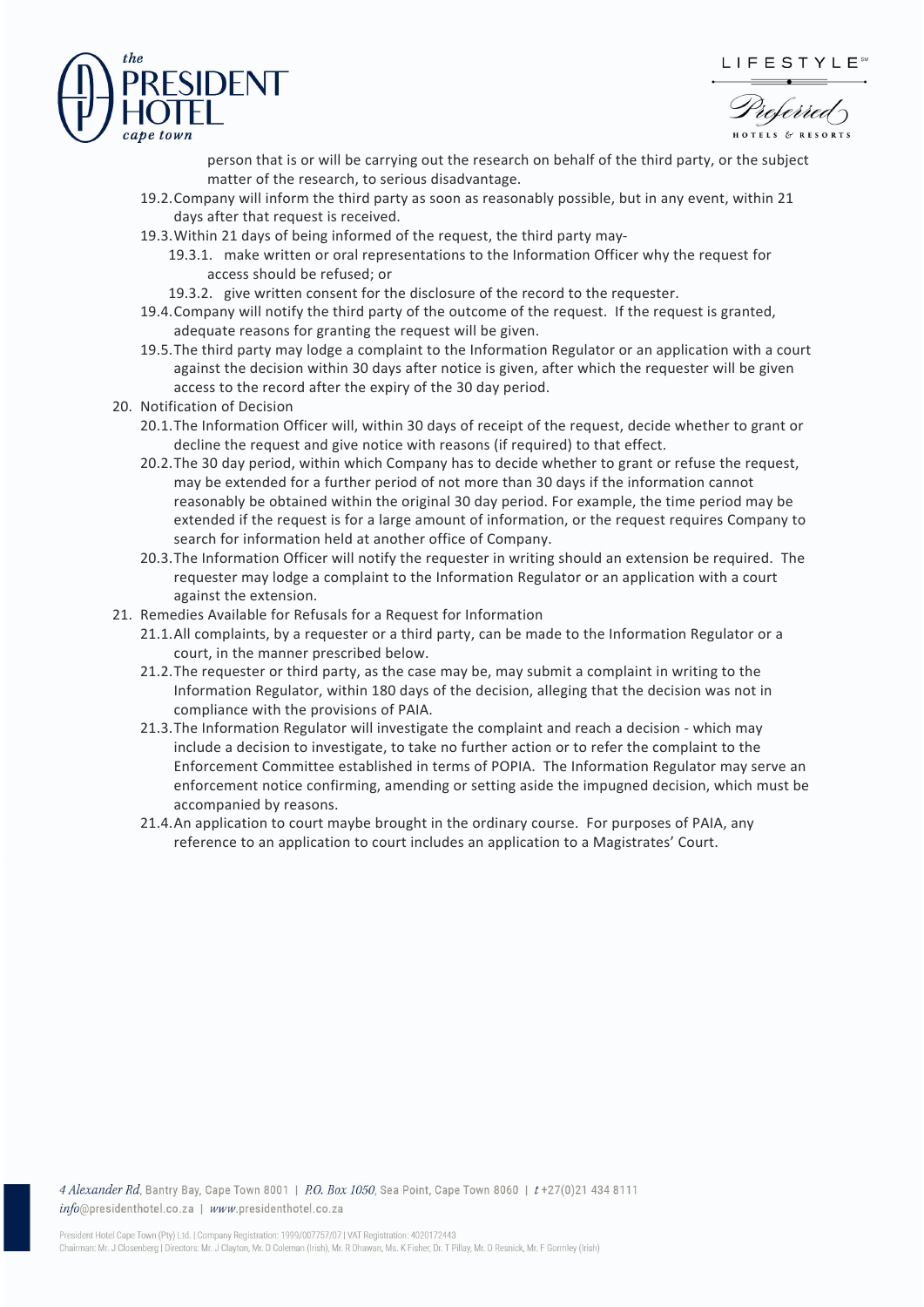person that is or will be carrying out the research on behalf of the third party, or the subject matter of the research, to serious disadvantage.

19.2. Company will inform the third party as soon as reasonably possible, but in any event, within 21 days after that request is received.

19.3. Within 21 days of being informed of the request, the third party may-

   19.3.1. make written or oral representations to the Information Officer why the request for access should be refused; or

   19.3.2. give written consent for the disclosure of the record to the requester.

19.4. Company will notify the third party of the outcome of the request. If the request is granted, adequate reasons for granting the request will be given.

19.5. The third party may lodge a complaint to the Information Regulator or an application with a court against the decision within 30 days after notice is given, after which the requester will be given access to the record after the expiry of the 30 day period.

20. Notification of Decision

20.1. The Information Officer will, within 30 days of receipt of the request, decide whether to grant or decline the request and give notice with reasons (if required) to that effect.

20.2. The 30 day period, within which Company has to decide whether to grant or refuse the request, may be extended for a further period of not more than 30 days if the information cannot reasonably be obtained within the original 30 day period. For example, the time period may be extended if the request is for a large amount of information, or the request requires Company to search for information held at another office of Company.

20.3. The Information Officer will notify the requester in writing should an extension be required. The requester may lodge a complaint to the Information Regulator or an application with a court against the extension.

21. Remedies Available for Refusals for a Request for Information

21.1. All complaints, by a requester or a third party, can be made to the Information Regulator or a court, in the manner prescribed below.

21.2. The requester or third party, as the case may be, may submit a complaint in writing to the Information Regulator, within 180 days of the decision, alleging that the decision was not in compliance with the provisions of PAIA.

21.3. The Information Regulator will investigate the complaint and reach a decision - which may include a decision to investigate, to take no further action or to refer the complaint to the Enforcement Committee established in terms of POPIA. The Information Regulator may serve an enforcement notice confirming, amending or setting aside the impugned decision, which must be accompanied by reasons.

21.4. An application to court maybe brought in the ordinary course. For purposes of PAIA, any reference to an application to court includes an application to a Magistrates' Court.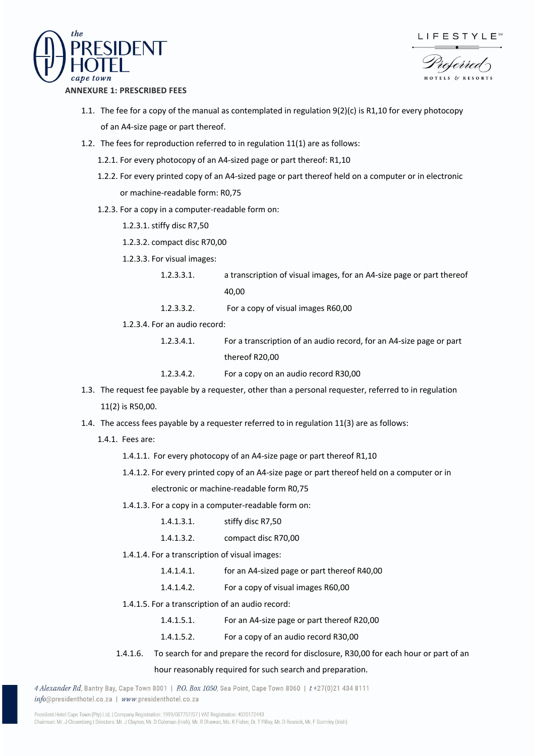**ANNEXURE 1: PRESCRIBED FEES**

1.1. The fee for a copy of the manual as contemplated in regulation 9(2)(c) is R1,10 for every photocopy of an A4-size page or part thereof.

1.2. The fees for reproduction referred to in regulation 11(1) are as follows:

- 1.2.1. For every photocopy of an A4-sized page or part thereof: R1,10
- 1.2.2. For every printed copy of an A4-sized page or part thereof held on a computer or in electronic or machine-readable form: R0,75
- 1.2.3. For a copy in a computer-readable form on:
  - 1.2.3.1. stiffy disc R7,50
  - 1.2.3.2. compact disc R70,00
  - 1.2.3.3. For visual images:
    - 1.2.3.3.1. a transcription of visual images, for an A4-size page or part thereof 40,00
    - 1.2.3.3.2. For a copy of visual images R60,00
  - 1.2.3.4. For an audio record:
    - 1.2.3.4.1. For a transcription of an audio record, for an A4-size page or part thereof R20,00
    - 1.2.3.4.2. For a copy on an audio record R30,00

1.3. The request fee payable by a requester, other than a personal requester, referred to in regulation 11(2) is R50,00.

1.4. The access fees payable by a requester referred to in regulation 11(3) are as follows:

- 1.4.1. Fees are:
  - 1.4.1.1. For every photocopy of an A4-size page or part thereof R1,10
  - 1.4.1.2. For every printed copy of an A4-size page or part thereof held on a computer or in electronic or machine-readable form R0,75
  - 1.4.1.3. For a copy in a computer-readable form on:
    - 1.4.1.3.1. stiffy disc R7,50
    - 1.4.1.3.2. compact disc R70,00
  - 1.4.1.4. For a transcription of visual images:
    - 1.4.1.4.1. for an A4-sized page or part thereof R40,00
    - 1.4.1.4.2. For a copy of visual images R60,00
  - 1.4.1.5. For a transcription of an audio record:
    - 1.4.1.5.1. For an A4-size page or part thereof R20,00
    - 1.4.1.5.2. For a copy of an audio record R30,00
  - 1.4.1.6. To search for and prepare the record for disclosure, R30,00 for each hour or part of an hour reasonably required for such search and preparation.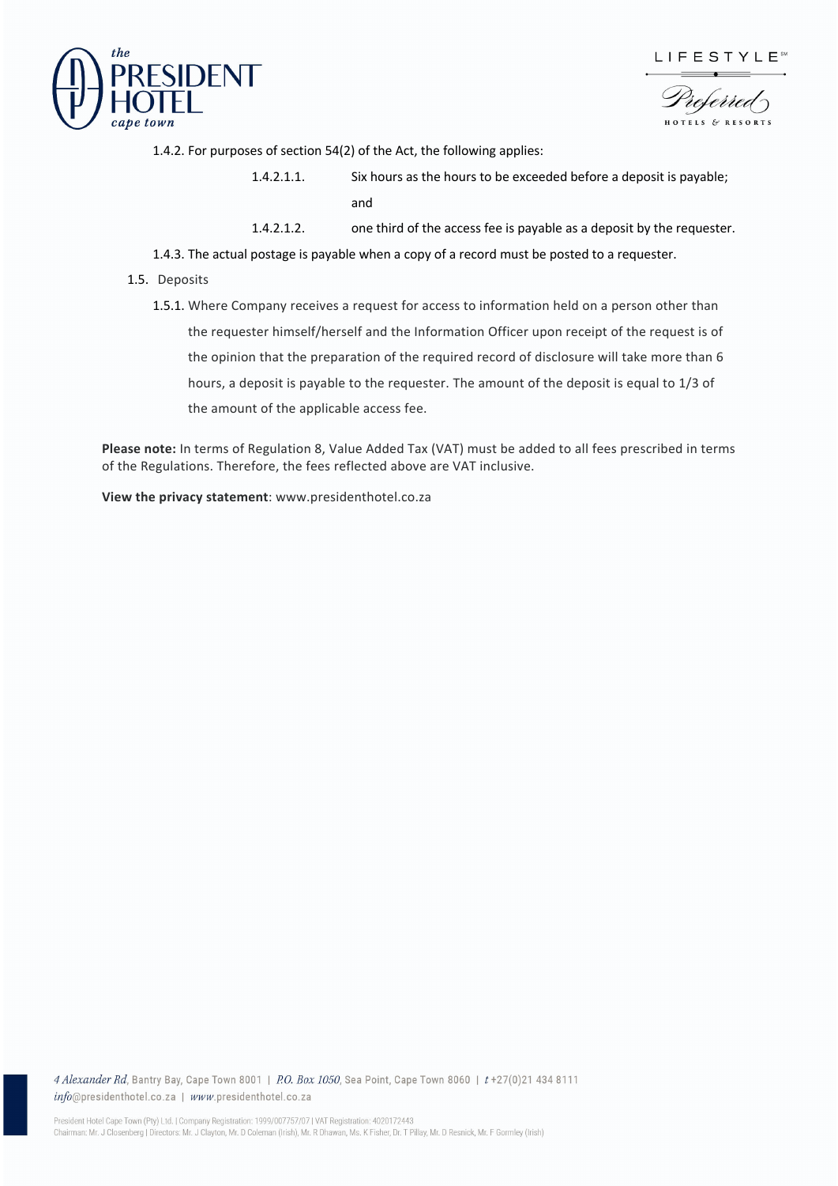1.4.2. For purposes of section 54(2) of the Act, the following applies:

1.4.2.1.1. Six hours as the hours to be exceeded before a deposit is payable; and

1.4.2.1.2. one third of the access fee is payable as a deposit by the requester.

1.4.3. The actual postage is payable when a copy of a record must be posted to a requester.

1.5. Deposits

1.5.1. Where Company receives a request for access to information held on a person other than the requester himself/herself and the Information Officer upon receipt of the request is of the opinion that the preparation of the required record of disclosure will take more than 6 hours, a deposit is payable to the requester. The amount of the deposit is equal to 1/3 of the amount of the applicable access fee.

**Please note:** In terms of Regulation 8, Value Added Tax (VAT) must be added to all fees prescribed in terms of the Regulations. Therefore, the fees reflected above are VAT inclusive.

**View the privacy statement**: www.presidenthotel.co.za